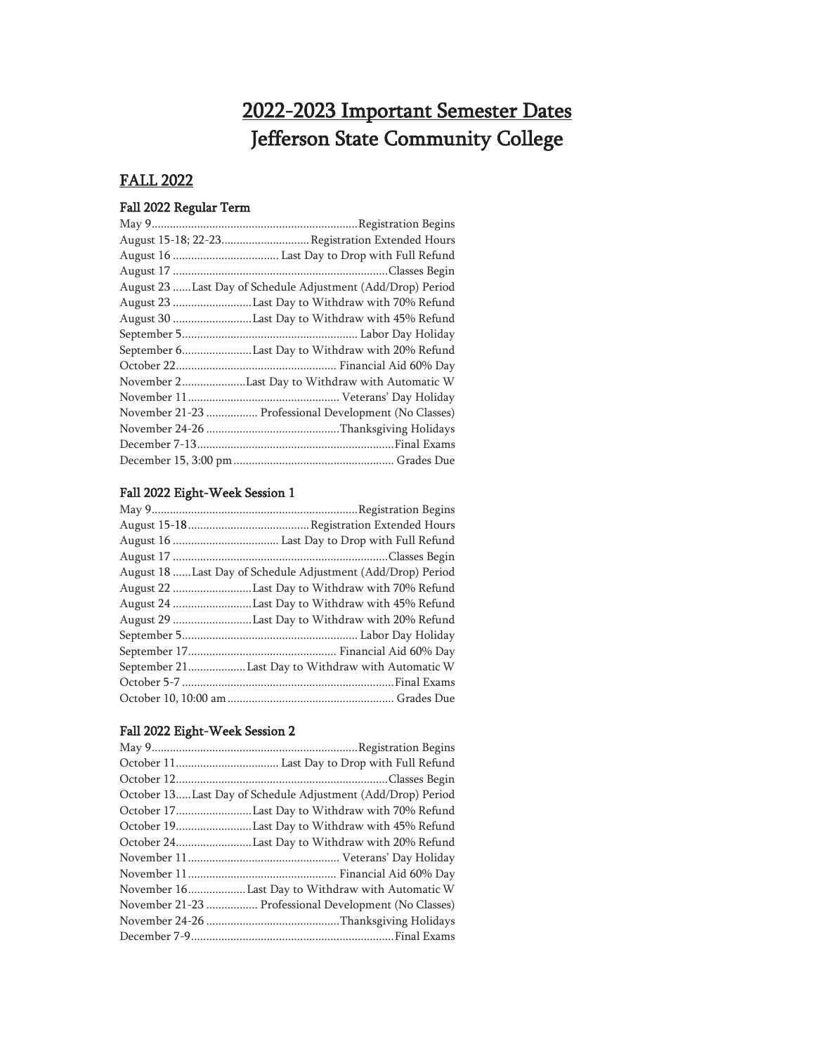# 2022-2023 Important Semester Dates
# Jefferson State Community College

## FALL 2022

### Fall 2022 Regular Term

| Date | Event |
|---|---|
| May 9 | Registration Begins |
| August 15-18; 22-23 | Registration Extended Hours |
| August 16 | Last Day to Drop with Full Refund |
| August 17 | Classes Begin |
| August 23 | Last Day of Schedule Adjustment (Add/Drop) Period |
| August 23 | Last Day to Withdraw with 70% Refund |
| August 30 | Last Day to Withdraw with 45% Refund |
| September 5 | Labor Day Holiday |
| September 6 | Last Day to Withdraw with 20% Refund |
| October 22 | Financial Aid 60% Day |
| November 2 | Last Day to Withdraw with Automatic W |
| November 11 | Veterans' Day Holiday |
| November 21-23 | Professional Development (No Classes) |
| November 24-26 | Thanksgiving Holidays |
| December 7-13 | Final Exams |
| December 15, 3:00 pm | Grades Due |

### Fall 2022 Eight-Week Session 1

| Date | Event |
|---|---|
| May 9 | Registration Begins |
| August 15-18 | Registration Extended Hours |
| August 16 | Last Day to Drop with Full Refund |
| August 17 | Classes Begin |
| August 18 | Last Day of Schedule Adjustment (Add/Drop) Period |
| August 22 | Last Day to Withdraw with 70% Refund |
| August 24 | Last Day to Withdraw with 45% Refund |
| August 29 | Last Day to Withdraw with 20% Refund |
| September 5 | Labor Day Holiday |
| September 17 | Financial Aid 60% Day |
| September 21 | Last Day to Withdraw with Automatic W |
| October 5-7 | Final Exams |
| October 10, 10:00 am | Grades Due |

### Fall 2022 Eight-Week Session 2

| Date | Event |
|---|---|
| May 9 | Registration Begins |
| October 11 | Last Day to Drop with Full Refund |
| October 12 | Classes Begin |
| October 13 | Last Day of Schedule Adjustment (Add/Drop) Period |
| October 17 | Last Day to Withdraw with 70% Refund |
| October 19 | Last Day to Withdraw with 45% Refund |
| October 24 | Last Day to Withdraw with 20% Refund |
| November 11 | Veterans' Day Holiday |
| November 11 | Financial Aid 60% Day |
| November 16 | Last Day to Withdraw with Automatic W |
| November 21-23 | Professional Development (No Classes) |
| November 24-26 | Thanksgiving Holidays |
| December 7-9 | Final Exams |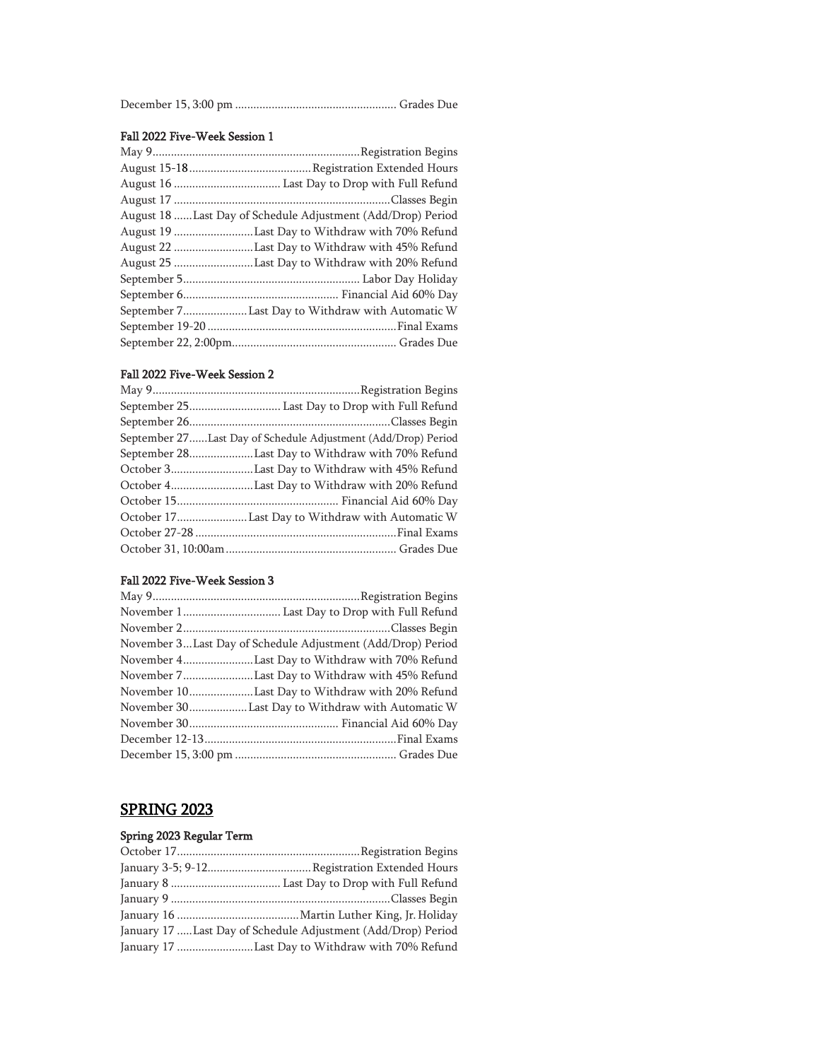December 15, 3:00 pm ..................................................... Grades Due

### Fall 2022 Five-Week Session 1

| Date | Event |
| --- | --- |
| May 9 | Registration Begins |
| August 15-18 | Registration Extended Hours |
| August 16 | Last Day to Drop with Full Refund |
| August 17 | Classes Begin |
| August 18 | Last Day of Schedule Adjustment (Add/Drop) Period |
| August 19 | Last Day to Withdraw with 70% Refund |
| August 22 | Last Day to Withdraw with 45% Refund |
| August 25 | Last Day to Withdraw with 20% Refund |
| September 5 | Labor Day Holiday |
| September 6 | Financial Aid 60% Day |
| September 7 | Last Day to Withdraw with Automatic W |
| September 19-20 | Final Exams |
| September 22, 2:00pm | Grades Due |

### Fall 2022 Five-Week Session 2

| Date | Event |
| --- | --- |
| May 9 | Registration Begins |
| September 25 | Last Day to Drop with Full Refund |
| September 26 | Classes Begin |
| September 27 | Last Day of Schedule Adjustment (Add/Drop) Period |
| September 28 | Last Day to Withdraw with 70% Refund |
| October 3 | Last Day to Withdraw with 45% Refund |
| October 4 | Last Day to Withdraw with 20% Refund |
| October 15 | Financial Aid 60% Day |
| October 17 | Last Day to Withdraw with Automatic W |
| October 27-28 | Final Exams |
| October 31, 10:00am | Grades Due |

### Fall 2022 Five-Week Session 3

| Date | Event |
| --- | --- |
| May 9 | Registration Begins |
| November 1 | Last Day to Drop with Full Refund |
| November 2 | Classes Begin |
| November 3 | Last Day of Schedule Adjustment (Add/Drop) Period |
| November 4 | Last Day to Withdraw with 70% Refund |
| November 7 | Last Day to Withdraw with 45% Refund |
| November 10 | Last Day to Withdraw with 20% Refund |
| November 30 | Last Day to Withdraw with Automatic W |
| November 30 | Financial Aid 60% Day |
| December 12-13 | Final Exams |
| December 15, 3:00 pm | Grades Due |

## SPRING 2023

### Spring 2023 Regular Term

| Date | Event |
| --- | --- |
| October 17 | Registration Begins |
| January 3-5; 9-12 | Registration Extended Hours |
| January 8 | Last Day to Drop with Full Refund |
| January 9 | Classes Begin |
| January 16 | Martin Luther King, Jr. Holiday |
| January 17 | Last Day of Schedule Adjustment (Add/Drop) Period |
| January 17 | Last Day to Withdraw with 70% Refund |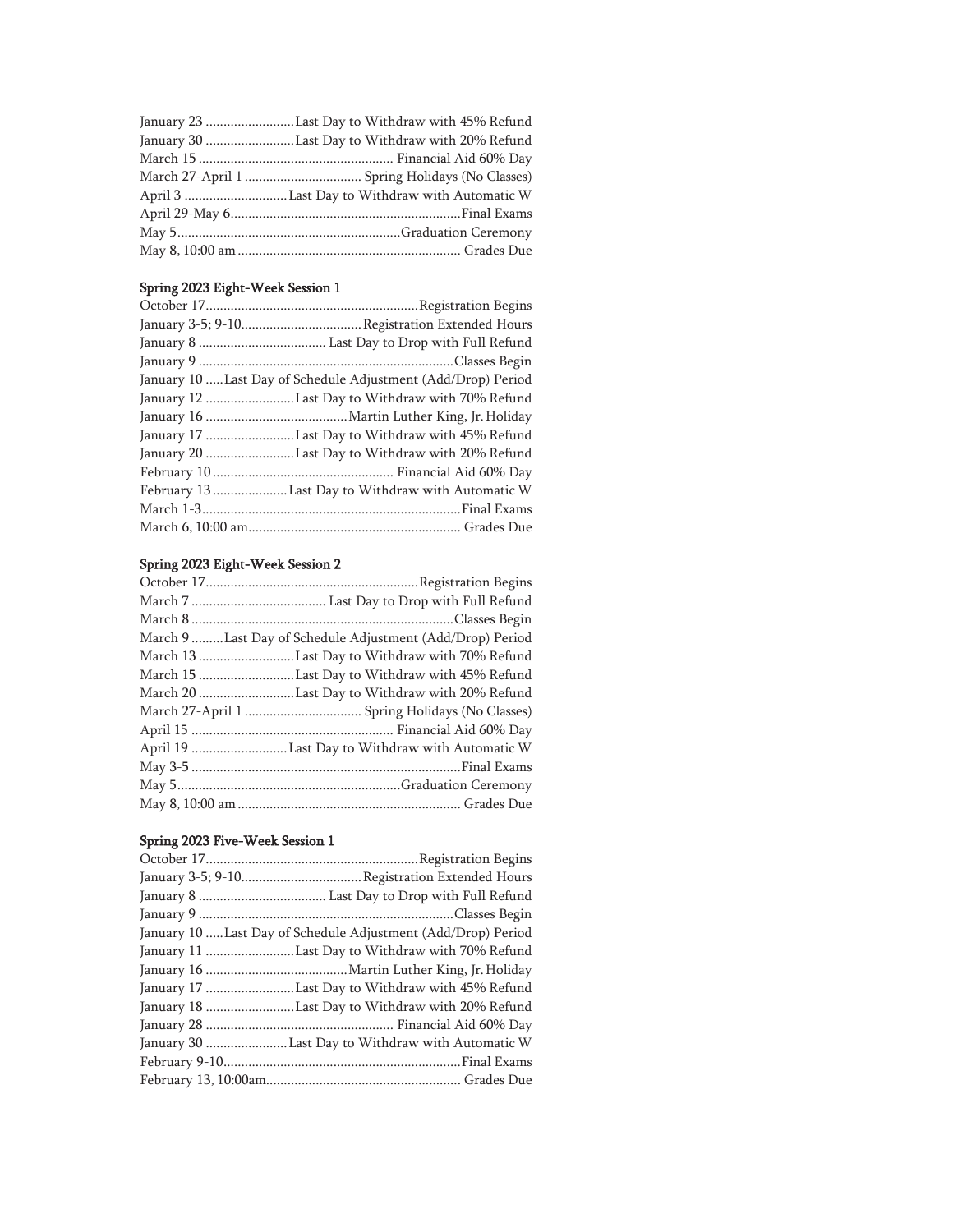January 23 .........................Last Day to Withdraw with 45% Refund
January 30 .........................Last Day to Withdraw with 20% Refund
March 15 ...................................................... Financial Aid 60% Day
March 27-April 1 ................................ Spring Holidays (No Classes)
April 3 ............................Last Day to Withdraw with Automatic W
April 29-May 6................................................................Final Exams
May 5..............................................................Graduation Ceremony
May 8, 10:00 am .............................................................. Grades Due

**Spring 2023 Eight-Week Session 1**

October 17...........................................................Registration Begins
January 3-5; 9-10.................................Registration Extended Hours
January 8 ................................... Last Day to Drop with Full Refund
January 9 .......................................................................Classes Begin
January 10 .....Last Day of Schedule Adjustment (Add/Drop) Period
January 12 .........................Last Day to Withdraw with 70% Refund
January 16 ........................................Martin Luther King, Jr. Holiday
January 17 .........................Last Day to Withdraw with 45% Refund
January 20 .........................Last Day to Withdraw with 20% Refund
February 10 .................................................. Financial Aid 60% Day
February 13 .....................Last Day to Withdraw with Automatic W
March 1-3........................................................................Final Exams
March 6, 10:00 am........................................................... Grades Due

**Spring 2023 Eight-Week Session 2**

October 17...........................................................Registration Begins
March 7 ..................................... Last Day to Drop with Full Refund
March 8 .........................................................................Classes Begin
March 9 .........Last Day of Schedule Adjustment (Add/Drop) Period
March 13 ...........................Last Day to Withdraw with 70% Refund
March 15 ...........................Last Day to Withdraw with 45% Refund
March 20 ...........................Last Day to Withdraw with 20% Refund
March 27-April 1 ................................ Spring Holidays (No Classes)
April 15 ......................................................... Financial Aid 60% Day
April 19 ...........................Last Day to Withdraw with Automatic W
May 3-5 ...........................................................................Final Exams
May 5..............................................................Graduation Ceremony
May 8, 10:00 am .............................................................. Grades Due

**Spring 2023 Five-Week Session 1**

October 17...........................................................Registration Begins
January 3-5; 9-10.................................Registration Extended Hours
January 8 ................................... Last Day to Drop with Full Refund
January 9 .......................................................................Classes Begin
January 10 .....Last Day of Schedule Adjustment (Add/Drop) Period
January 11 .........................Last Day to Withdraw with 70% Refund
January 16 ........................................Martin Luther King, Jr. Holiday
January 17 .........................Last Day to Withdraw with 45% Refund
January 18 .........................Last Day to Withdraw with 20% Refund
January 28 .................................................... Financial Aid 60% Day
January 30 .......................Last Day to Withdraw with Automatic W
February 9-10..................................................................Final Exams
February 13, 10:00am...................................................... Grades Due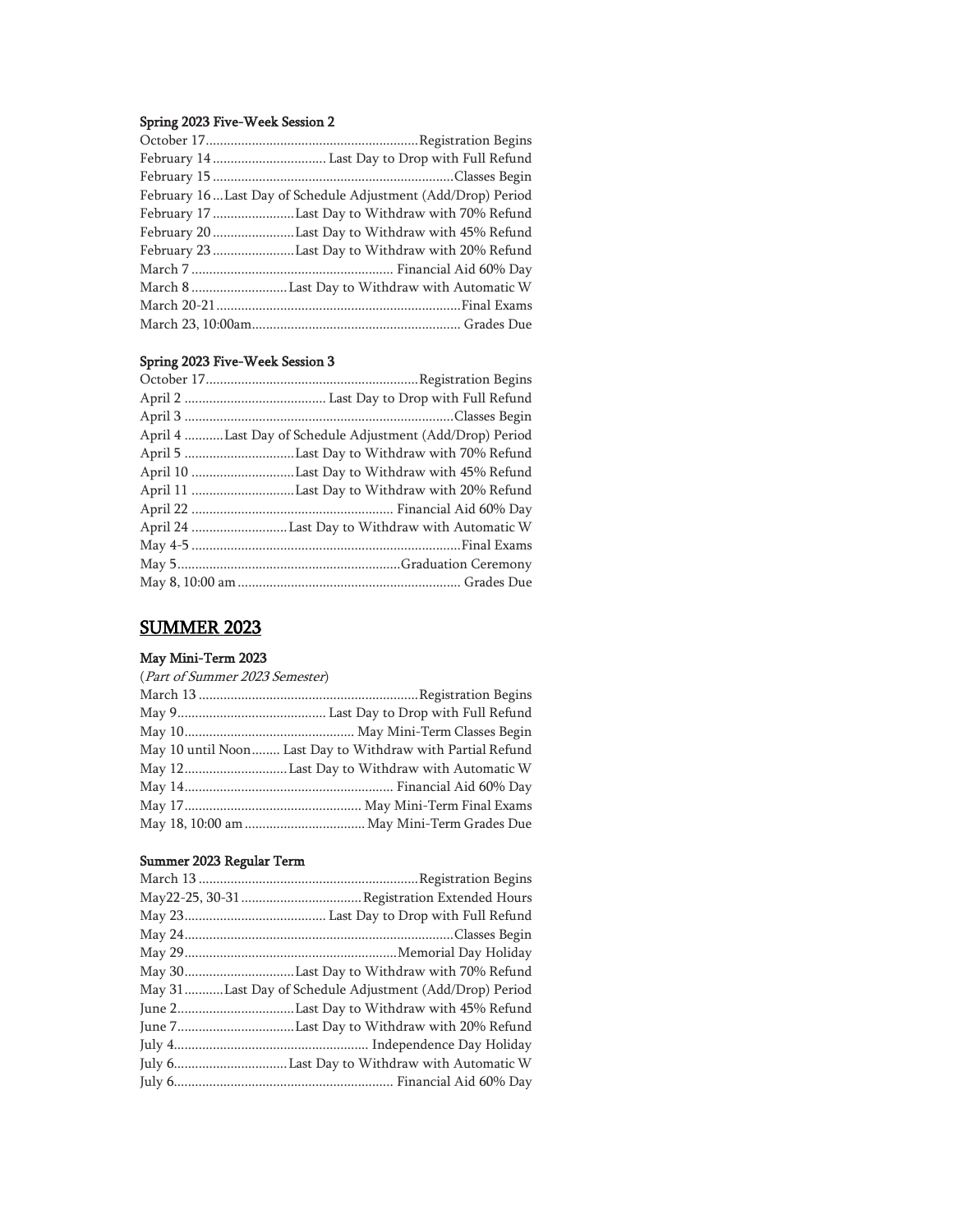### Spring 2023 Five-Week Session 2

| Date | Event |
|---|---|
| October 17 | Registration Begins |
| February 14 | Last Day to Drop with Full Refund |
| February 15 | Classes Begin |
| February 16 | Last Day of Schedule Adjustment (Add/Drop) Period |
| February 17 | Last Day to Withdraw with 70% Refund |
| February 20 | Last Day to Withdraw with 45% Refund |
| February 23 | Last Day to Withdraw with 20% Refund |
| March 7 | Financial Aid 60% Day |
| March 8 | Last Day to Withdraw with Automatic W |
| March 20-21 | Final Exams |
| March 23, 10:00am | Grades Due |

### Spring 2023 Five-Week Session 3

| Date | Event |
|---|---|
| October 17 | Registration Begins |
| April 2 | Last Day to Drop with Full Refund |
| April 3 | Classes Begin |
| April 4 | Last Day of Schedule Adjustment (Add/Drop) Period |
| April 5 | Last Day to Withdraw with 70% Refund |
| April 10 | Last Day to Withdraw with 45% Refund |
| April 11 | Last Day to Withdraw with 20% Refund |
| April 22 | Financial Aid 60% Day |
| April 24 | Last Day to Withdraw with Automatic W |
| May 4-5 | Final Exams |
| May 5 | Graduation Ceremony |
| May 8, 10:00 am | Grades Due |

## SUMMER 2023

### May Mini-Term 2023

(*Part of Summer 2023 Semester*)

| Date | Event |
|---|---|
| March 13 | Registration Begins |
| May 9 | Last Day to Drop with Full Refund |
| May 10 | May Mini-Term Classes Begin |
| May 10 until Noon | Last Day to Withdraw with Partial Refund |
| May 12 | Last Day to Withdraw with Automatic W |
| May 14 | Financial Aid 60% Day |
| May 17 | May Mini-Term Final Exams |
| May 18, 10:00 am | May Mini-Term Grades Due |

### Summer 2023 Regular Term

| Date | Event |
|---|---|
| March 13 | Registration Begins |
| May22-25, 30-31 | Registration Extended Hours |
| May 23 | Last Day to Drop with Full Refund |
| May 24 | Classes Begin |
| May 29 | Memorial Day Holiday |
| May 30 | Last Day to Withdraw with 70% Refund |
| May 31 | Last Day of Schedule Adjustment (Add/Drop) Period |
| June 2 | Last Day to Withdraw with 45% Refund |
| June 7 | Last Day to Withdraw with 20% Refund |
| July 4 | Independence Day Holiday |
| July 6 | Last Day to Withdraw with Automatic W |
| July 6 | Financial Aid 60% Day |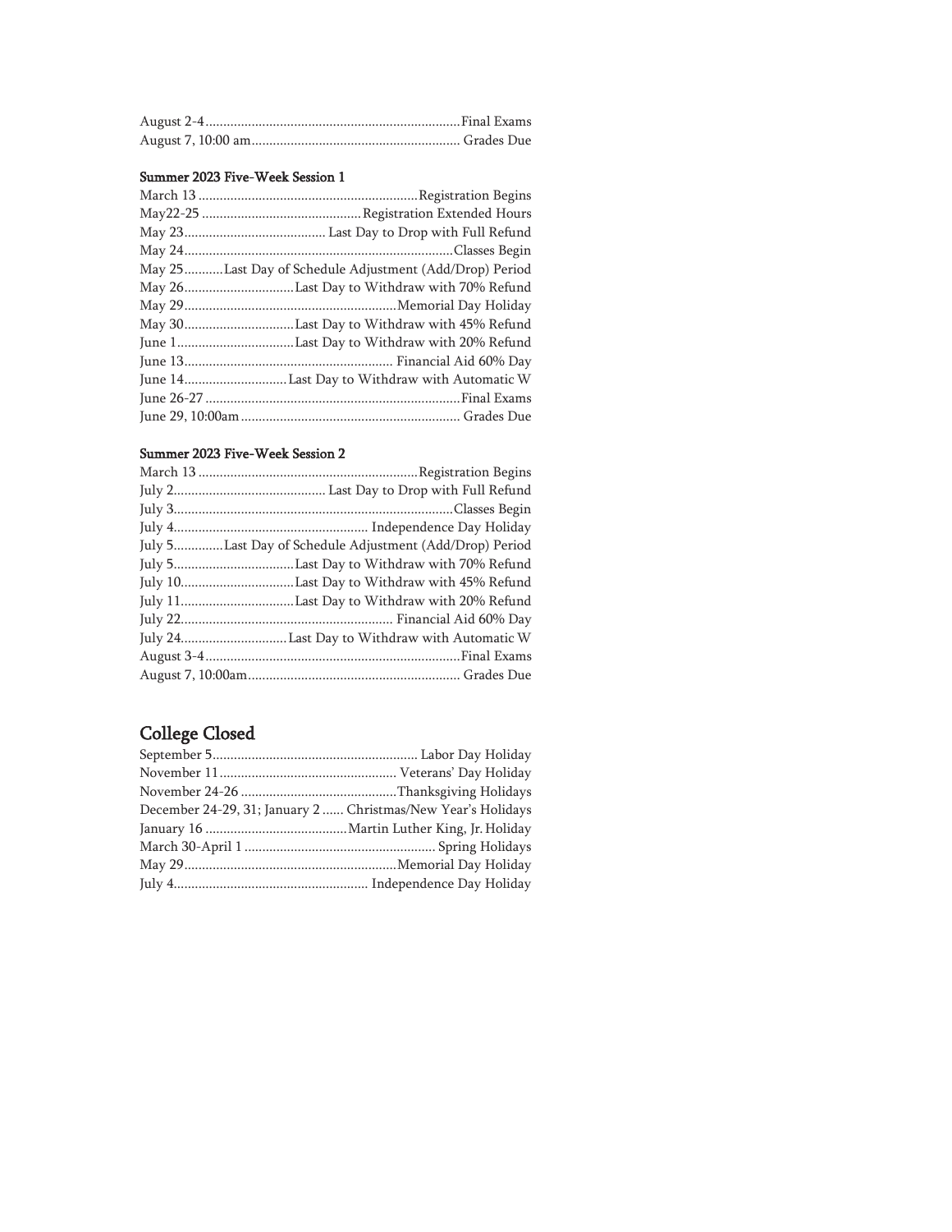August 2-4........................................................................Final Exams
August 7, 10:00 am.......................................................... Grades Due

#### Summer 2023 Five-Week Session 1

March 13 .............................................................Registration Begins
May22-25 ............................................Registration Extended Hours
May 23....................................... Last Day to Drop with Full Refund
May 24...........................................................................Classes Begin
May 25...........Last Day of Schedule Adjustment (Add/Drop) Period
May 26...............................Last Day to Withdraw with 70% Refund
May 29............................................................Memorial Day Holiday
May 30...............................Last Day to Withdraw with 45% Refund
June 1.................................Last Day to Withdraw with 20% Refund
June 13.......................................................... Financial Aid 60% Day
June 14............................Last Day to Withdraw with Automatic W
June 26-27 .......................................................................Final Exams
June 29, 10:00am............................................................. Grades Due

#### Summer 2023 Five-Week Session 2

March 13 .............................................................Registration Begins
July 2.......................................... Last Day to Drop with Full Refund
July 3.............................................................................Classes Begin
July 4...................................................... Independence Day Holiday
July 5.............Last Day of Schedule Adjustment (Add/Drop) Period
July 5..................................Last Day to Withdraw with 70% Refund
July 10................................Last Day to Withdraw with 45% Refund
July 11................................Last Day to Withdraw with 20% Refund
July 22........................................................... Financial Aid 60% Day
July 24.............................Last Day to Withdraw with Automatic W
August 3-4........................................................................Final Exams
August 7, 10:00am........................................................... Grades Due

## College Closed

September 5......................................................... Labor Day Holiday
November 11................................................. Veterans' Day Holiday
November 24-26 ...........................................Thanksgiving Holidays
December 24-29, 31; January 2 ...... Christmas/New Year's Holidays
January 16 .......................................Martin Luther King, Jr. Holiday
March 30-April 1 ..................................................... Spring Holidays
May 29...........................................................Memorial Day Holiday
July 4...................................................... Independence Day Holiday